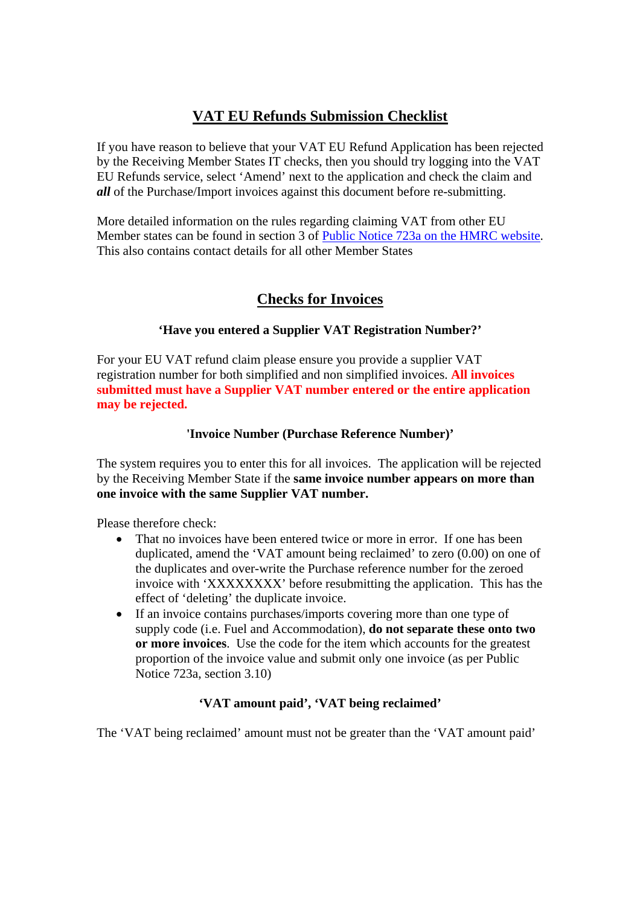# VAT EU Refunds Submission Checklist

If you have reason to believe that your VAT EU Refund Application has been rejected by the Receiving Member States IT checks, then you should try logging into the VAT EU Refunds service, select 'Amend' next to the application and check the claim and ***all*** of the Purchase/Import invoices against this document before re-submitting.

More detailed information on the rules regarding claiming VAT from other EU Member states can be found in section 3 of [Public Notice 723a on the HMRC website](). This also contains contact details for all other Member States

## Checks for Invoices

### 'Have you entered a Supplier VAT Registration Number?'

For your EU VAT refund claim please ensure you provide a supplier VAT registration number for both simplified and non simplified invoices. **All invoices submitted must have a Supplier VAT number entered or the entire application may be rejected.**

### 'Invoice Number (Purchase Reference Number)'

The system requires you to enter this for all invoices. The application will be rejected by the Receiving Member State if the **same invoice number appears on more than one invoice with the same Supplier VAT number.**

Please therefore check:

- That no invoices have been entered twice or more in error. If one has been duplicated, amend the 'VAT amount being reclaimed' to zero (0.00) on one of the duplicates and over-write the Purchase reference number for the zeroed invoice with 'XXXXXXXX' before resubmitting the application. This has the effect of 'deleting' the duplicate invoice.
- If an invoice contains purchases/imports covering more than one type of supply code (i.e. Fuel and Accommodation), **do not separate these onto two or more invoices**. Use the code for the item which accounts for the greatest proportion of the invoice value and submit only one invoice (as per Public Notice 723a, section 3.10)

### 'VAT amount paid', 'VAT being reclaimed'

The 'VAT being reclaimed' amount must not be greater than the 'VAT amount paid'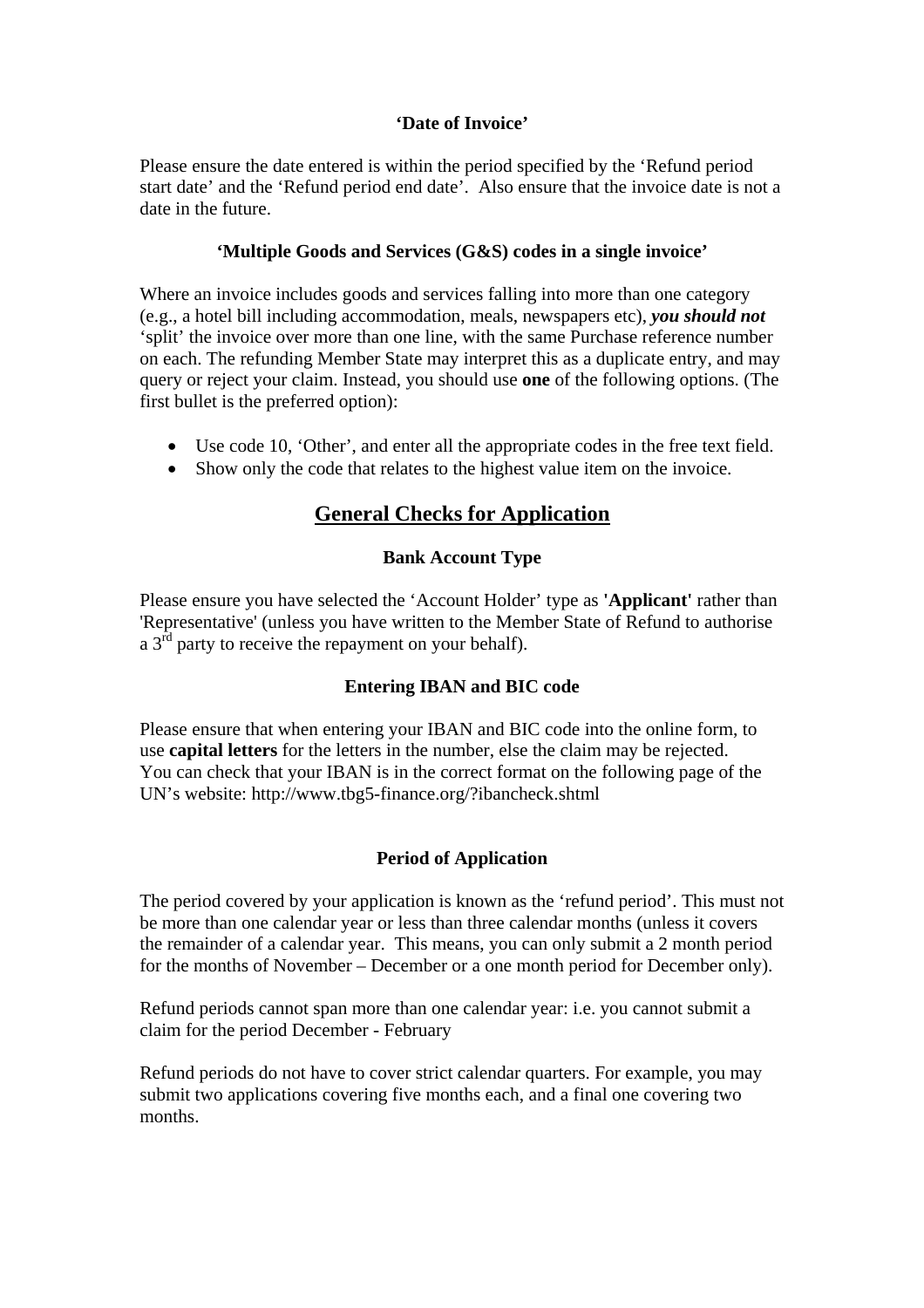**‘Date of Invoice’**

Please ensure the date entered is within the period specified by the ‘Refund period start date’ and the ‘Refund period end date’. Also ensure that the invoice date is not a date in the future.

**‘Multiple Goods and Services (G&S) codes in a single invoice’**

Where an invoice includes goods and services falling into more than one category (e.g., a hotel bill including accommodation, meals, newspapers etc), ***you should not*** ‘split’ the invoice over more than one line, with the same Purchase reference number on each. The refunding Member State may interpret this as a duplicate entry, and may query or reject your claim. Instead, you should use **one** of the following options. (The first bullet is the preferred option):

- Use code 10, ‘Other’, and enter all the appropriate codes in the free text field.
- Show only the code that relates to the highest value item on the invoice.

## General Checks for Application

**Bank Account Type**

Please ensure you have selected the ‘Account Holder’ type as **'Applicant'** rather than 'Representative' (unless you have written to the Member State of Refund to authorise a 3rd party to receive the repayment on your behalf).

**Entering IBAN and BIC code**

Please ensure that when entering your IBAN and BIC code into the online form, to use **capital letters** for the letters in the number, else the claim may be rejected. You can check that your IBAN is in the correct format on the following page of the UN’s website: http://www.tbg5-finance.org/?ibancheck.shtml

**Period of Application**

The period covered by your application is known as the ‘refund period’. This must not be more than one calendar year or less than three calendar months (unless it covers the remainder of a calendar year. This means, you can only submit a 2 month period for the months of November – December or a one month period for December only).

Refund periods cannot span more than one calendar year: i.e. you cannot submit a claim for the period December - February

Refund periods do not have to cover strict calendar quarters. For example, you may submit two applications covering five months each, and a final one covering two months.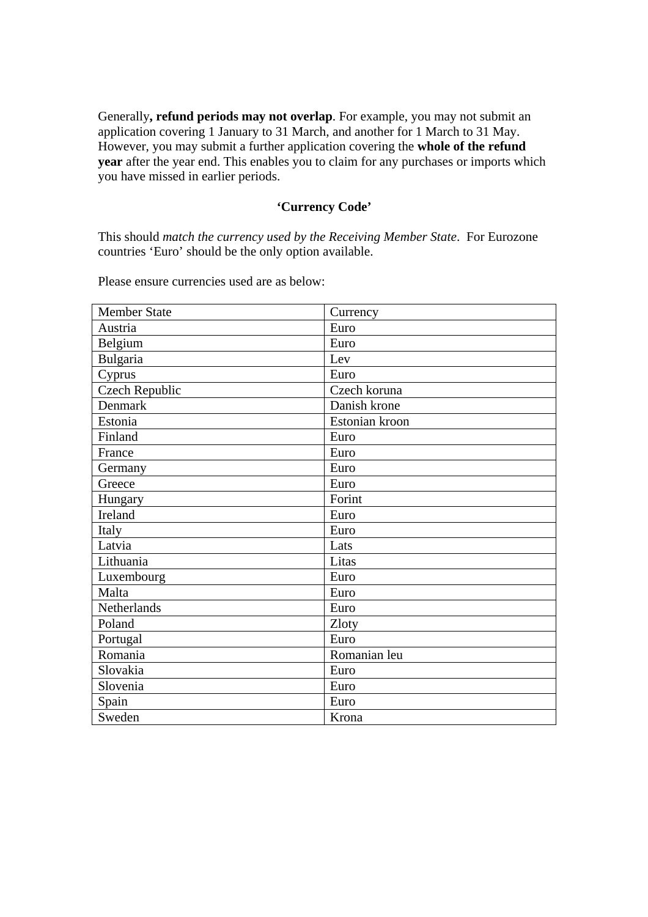Generally**, refund periods may not overlap**. For example, you may not submit an application covering 1 January to 31 March, and another for 1 March to 31 May. However, you may submit a further application covering the **whole of the refund year** after the year end. This enables you to claim for any purchases or imports which you have missed in earlier periods.

**'Currency Code'**

This should *match the currency used by the Receiving Member State*. For Eurozone countries 'Euro' should be the only option available.

Please ensure currencies used are as below:

| Member State | Currency |
|---|---|
| Austria | Euro |
| Belgium | Euro |
| Bulgaria | Lev |
| Cyprus | Euro |
| Czech Republic | Czech koruna |
| Denmark | Danish krone |
| Estonia | Estonian kroon |
| Finland | Euro |
| France | Euro |
| Germany | Euro |
| Greece | Euro |
| Hungary | Forint |
| Ireland | Euro |
| Italy | Euro |
| Latvia | Lats |
| Lithuania | Litas |
| Luxembourg | Euro |
| Malta | Euro |
| Netherlands | Euro |
| Poland | Zloty |
| Portugal | Euro |
| Romania | Romanian leu |
| Slovakia | Euro |
| Slovenia | Euro |
| Spain | Euro |
| Sweden | Krona |